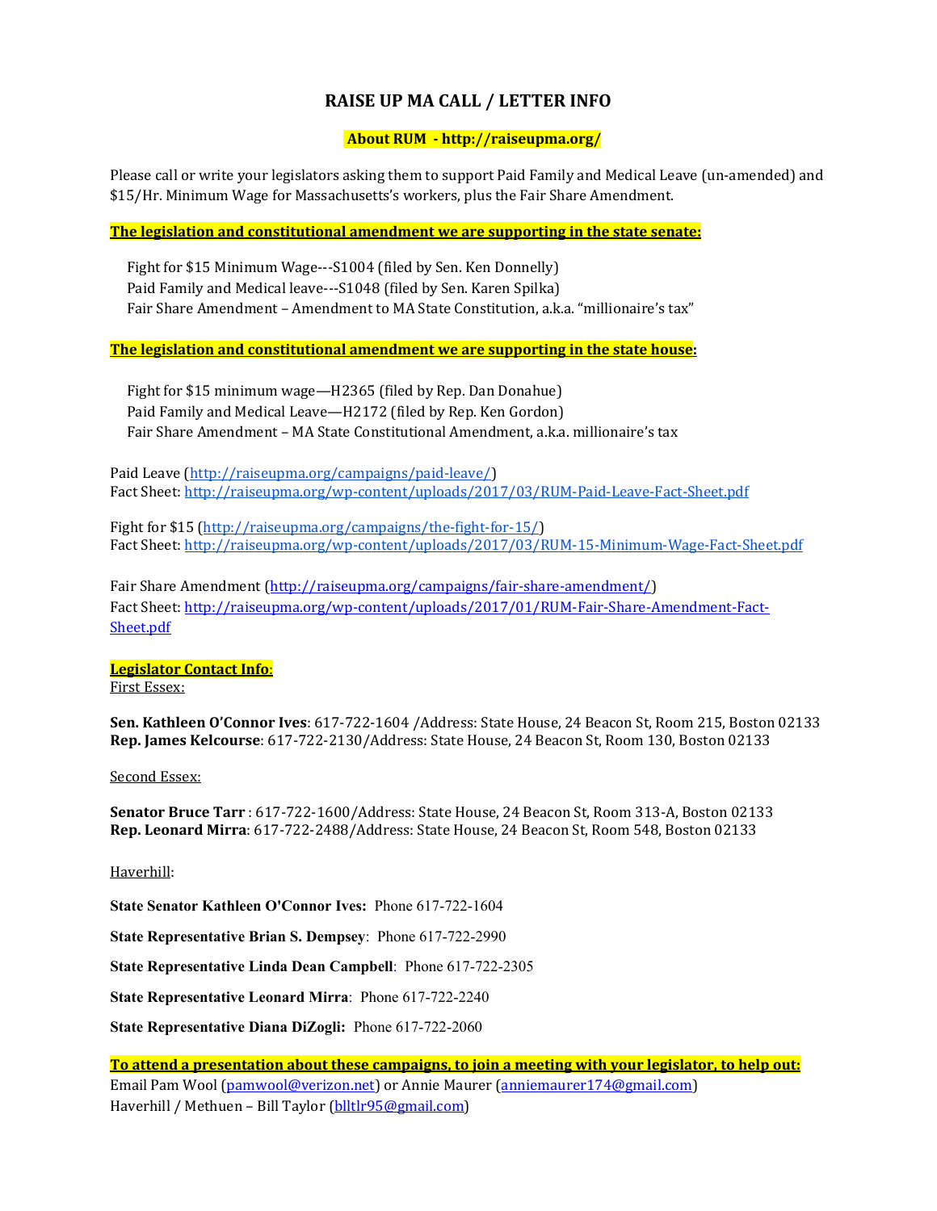# RAISE UP MA CALL / LETTER INFO

**About RUM - http://raiseupma.org/**

Please call or write your legislators asking them to support Paid Family and Medical Leave (un-amended) and $15/Hr. Minimum Wage for Massachusetts's workers, plus the Fair Share Amendment.

**The legislation and constitutional amendment we are supporting in the state senate:**

Fight for $15 Minimum Wage---S1004 (filed by Sen. Ken Donnelly)
Paid Family and Medical leave---S1048 (filed by Sen. Karen Spilka)
Fair Share Amendment – Amendment to MA State Constitution, a.k.a. "millionaire's tax"

**The legislation and constitutional amendment we are supporting in the state house:**

Fight for $15 minimum wage—H2365 (filed by Rep. Dan Donahue)
Paid Family and Medical Leave—H2172 (filed by Rep. Ken Gordon)
Fair Share Amendment – MA State Constitutional Amendment, a.k.a. millionaire's tax

Paid Leave (http://raiseupma.org/campaigns/paid-leave/)
Fact Sheet: http://raiseupma.org/wp-content/uploads/2017/03/RUM-Paid-Leave-Fact-Sheet.pdf

Fight for $15 (http://raiseupma.org/campaigns/the-fight-for-15/)
Fact Sheet: http://raiseupma.org/wp-content/uploads/2017/03/RUM-15-Minimum-Wage-Fact-Sheet.pdf

Fair Share Amendment (http://raiseupma.org/campaigns/fair-share-amendment/)
Fact Sheet: http://raiseupma.org/wp-content/uploads/2017/01/RUM-Fair-Share-Amendment-Fact-Sheet.pdf

**Legislator Contact Info:**
First Essex:

**Sen. Kathleen O'Connor Ives**: 617-722-1604 /Address: State House, 24 Beacon St, Room 215, Boston 02133
**Rep. James Kelcourse**: 617-722-2130/Address: State House, 24 Beacon St, Room 130, Boston 02133

Second Essex:

**Senator Bruce Tarr** : 617-722-1600/Address: State House, 24 Beacon St, Room 313-A, Boston 02133
**Rep. Leonard Mirra**: 617-722-2488/Address: State House, 24 Beacon St, Room 548, Boston 02133

Haverhill:

**State Senator Kathleen O'Connor Ives:** Phone 617-722-1604

**State Representative Brian S. Dempsey**: Phone 617-722-2990

**State Representative Linda Dean Campbell**: Phone 617-722-2305

**State Representative Leonard Mirra**: Phone 617-722-2240

**State Representative Diana DiZogli:** Phone 617-722-2060

**To attend a presentation about these campaigns, to join a meeting with your legislator, to help out:**
Email Pam Wool (pamwool@verizon.net) or Annie Maurer (anniemaurer174@gmail.com)
Haverhill / Methuen – Bill Taylor (blltlr95@gmail.com)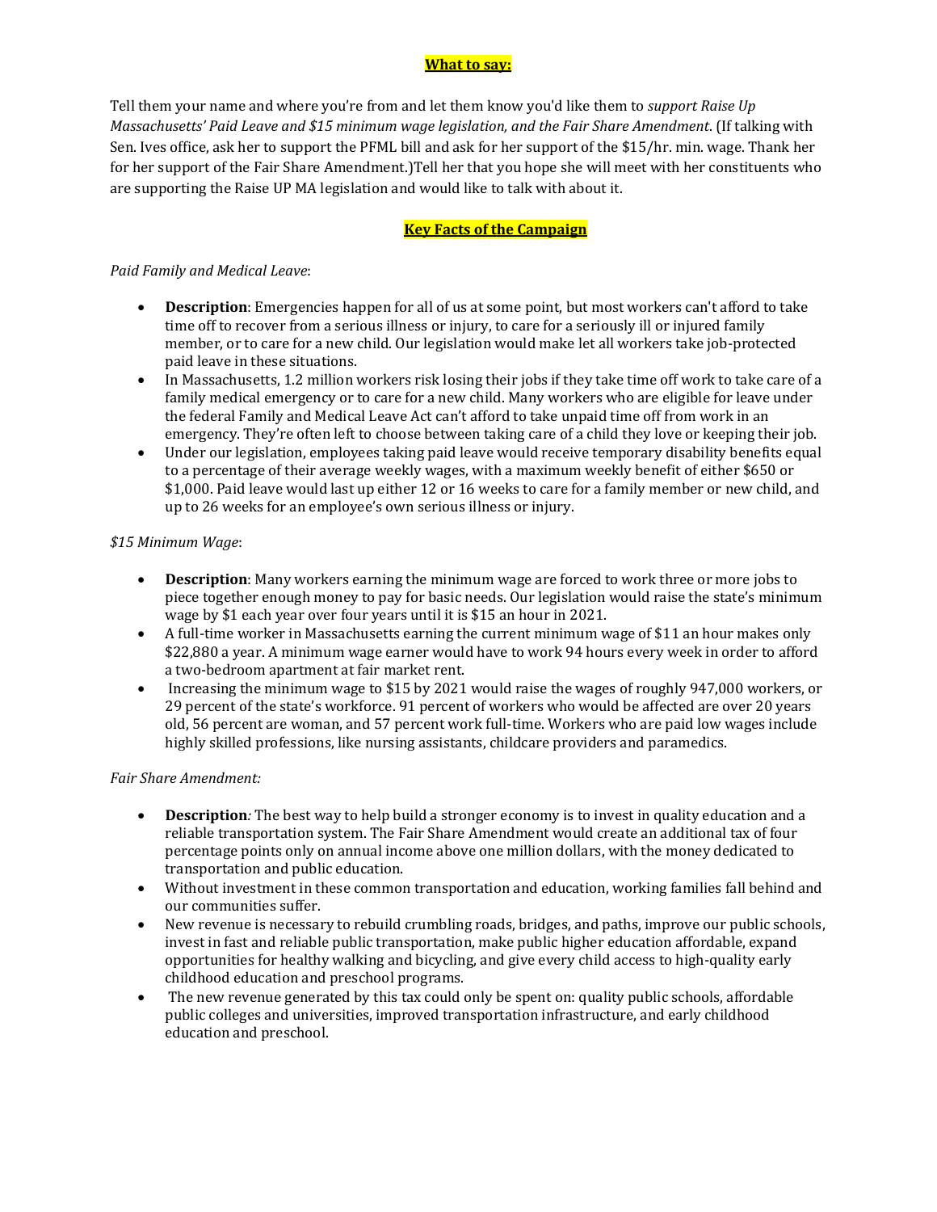**What to say:**

Tell them your name and where you're from and let them know you'd like them to *support Raise Up Massachusetts' Paid Leave and $15 minimum wage legislation, and the Fair Share Amendment*. (If talking with Sen. Ives office, ask her to support the PFML bill and ask for her support of the $15/hr. min. wage. Thank her for her support of the Fair Share Amendment.)Tell her that you hope she will meet with her constituents who are supporting the Raise UP MA legislation and would like to talk with about it.

**Key Facts of the Campaign**

*Paid Family and Medical Leave*:

- **Description**: Emergencies happen for all of us at some point, but most workers can't afford to take time off to recover from a serious illness or injury, to care for a seriously ill or injured family member, or to care for a new child. Our legislation would make let all workers take job-protected paid leave in these situations.
- In Massachusetts, 1.2 million workers risk losing their jobs if they take time off work to take care of a family medical emergency or to care for a new child. Many workers who are eligible for leave under the federal Family and Medical Leave Act can't afford to take unpaid time off from work in an emergency. They're often left to choose between taking care of a child they love or keeping their job.
- Under our legislation, employees taking paid leave would receive temporary disability benefits equal to a percentage of their average weekly wages, with a maximum weekly benefit of either $650 or $1,000. Paid leave would last up either 12 or 16 weeks to care for a family member or new child, and up to 26 weeks for an employee's own serious illness or injury.

*$15 Minimum Wage*:

- **Description**: Many workers earning the minimum wage are forced to work three or more jobs to piece together enough money to pay for basic needs. Our legislation would raise the state's minimum wage by $1 each year over four years until it is $15 an hour in 2021.
- A full-time worker in Massachusetts earning the current minimum wage of $11 an hour makes only $22,880 a year. A minimum wage earner would have to work 94 hours every week in order to afford a two-bedroom apartment at fair market rent.
- Increasing the minimum wage to $15 by 2021 would raise the wages of roughly 947,000 workers, or 29 percent of the state's workforce. 91 percent of workers who would be affected are over 20 years old, 56 percent are woman, and 57 percent work full-time. Workers who are paid low wages include highly skilled professions, like nursing assistants, childcare providers and paramedics.

*Fair Share Amendment:*

- **Description***:* The best way to help build a stronger economy is to invest in quality education and a reliable transportation system. The Fair Share Amendment would create an additional tax of four percentage points only on annual income above one million dollars, with the money dedicated to transportation and public education.
- Without investment in these common transportation and education, working families fall behind and our communities suffer.
- New revenue is necessary to rebuild crumbling roads, bridges, and paths, improve our public schools, invest in fast and reliable public transportation, make public higher education affordable, expand opportunities for healthy walking and bicycling, and give every child access to high-quality early childhood education and preschool programs.
- The new revenue generated by this tax could only be spent on: quality public schools, affordable public colleges and universities, improved transportation infrastructure, and early childhood education and preschool.